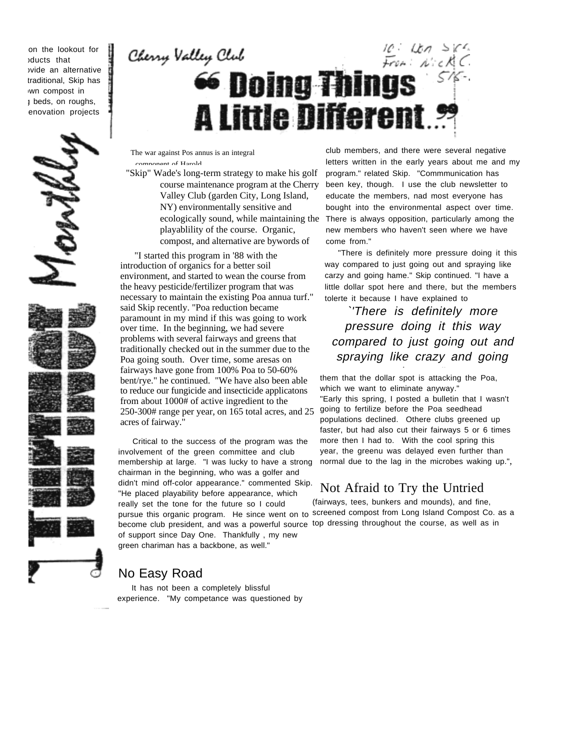# Cherry Valley Club

## "Doing Things A Little Different..."

10: Don Sic...
From: Nick C.
5/5-.

The war against Pos annus is an integral component of Harold "Skip" Wade's long-term strategy to make his golf course maintenance program at the Cherry Valley Club (garden City, Long Island, NY) environmentally sensitive and ecologically sound, while maintaining the playablility of the course. Organic, compost, and alternative are bywords of

"I started this program in '88 with the introduction of organics for a better soil environment, and started to wean the course from the heavy pesticide/fertilizer program that was necessary to maintain the existing Poa annua turf." said Skip recently. "Poa reduction became paramount in my mind if this was going to work over time. In the beginning, we had severe problems with several fairways and greens that traditionally checked out in the summer due to the Poa going south. Over time, some aresas on fairways have gone from 100% Poa to 50-60% bent/rye." he continued. "We have also been able to reduce our fungicide and insecticide applicatons from about 1000# of active ingredient to the 250-300# range per year, on 165 total acres, and 25 acres of fairway."

Critical to the success of the program was the involvement of the green committee and club membership at large. "I was lucky to have a strong chairman in the beginning, who was a golfer and didn't mind off-color appearance." commented Skip. "He placed playability before appearance, which really set the tone for the future so I could pursue this organic program. He since went on to become club president, and was a powerful source of support since Day One. Thankfully , my new green chariman has a backbone, as well."

## No Easy Road

It has not been a completely blissful experience. "My competance was questioned by club members, and there were several negative letters written in the early years about me and my program." related Skip. "Commmunication has been key, though. I use the club newsletter to educate the members, nad most everyone has bought into the environmental aspect over time. There is always opposition, particularly among the new members who haven't seen where we have come from."

"There is definitely more pressure doing it this way compared to just going out and spraying like carzy and going hame." Skip continued. "I have a little dollar spot here and there, but the members tolerte it because I have explained to

*`'There is definitely more pressure doing it this way compared to just going out and spraying like crazy and going*

them that the dollar spot is attacking the Poa, which we want to eliminate anyway."

"Early this spring, I posted a bulletin that I wasn't going to fertilize before the Poa seedhead populations declined. Othere clubs greened up faster, but had also cut their fairways 5 or 6 times more then I had to. With the cool spring this year, the greenu was delayed even further than normal due to the lag in the microbes waking up.",

## Not Afraid to Try the Untried

on the lookout for ...oducts that ...ovide an alternative ...traditional, Skip has ...wn compost in ...g beds, on roughs, ...enovation projects (fairways, tees, bunkers and mounds), and fine, screened compost from Long Island Compost Co. as a top dressing throughout the course, as well as in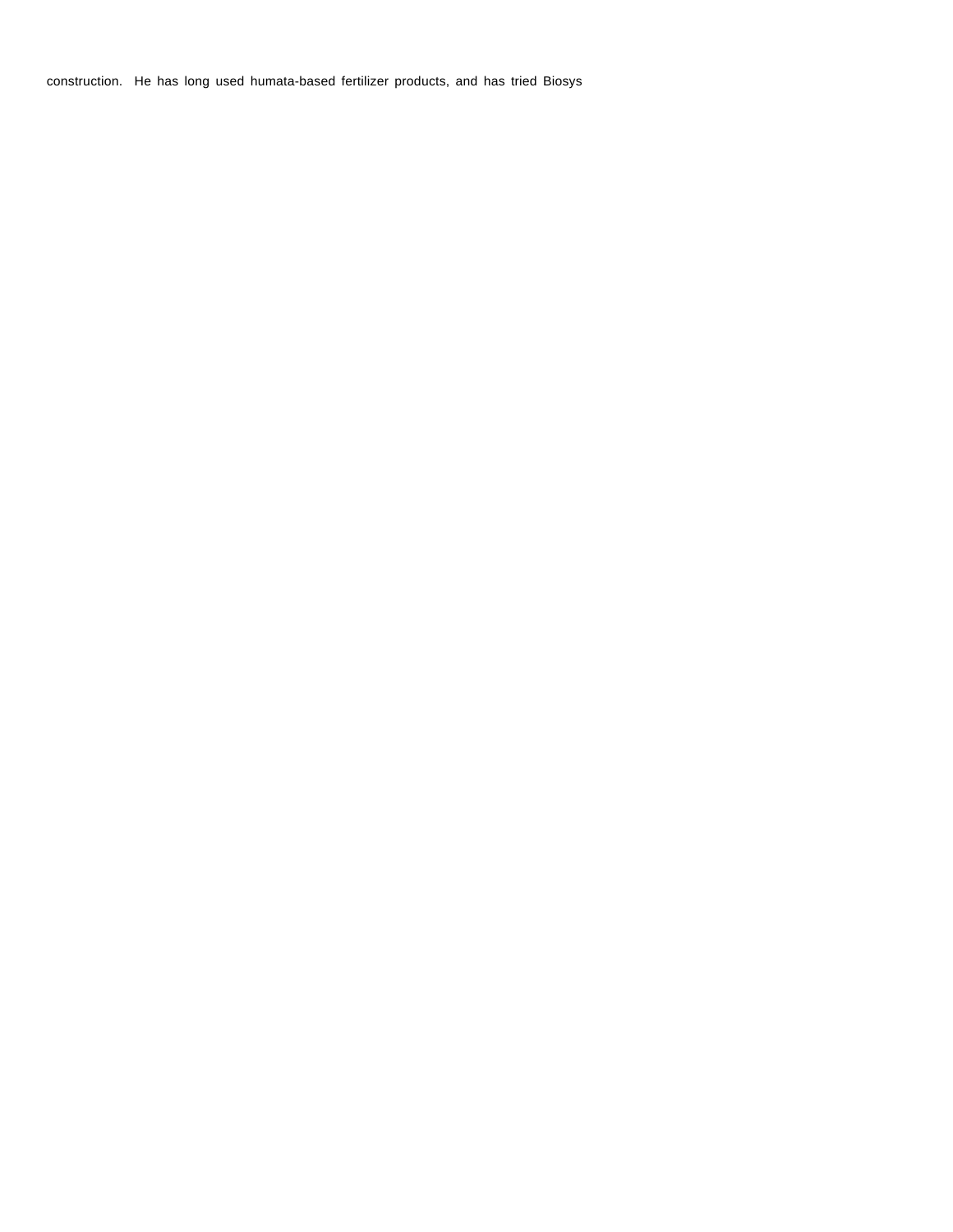construction. He has long used humata-based fertilizer products, and has tried Biosys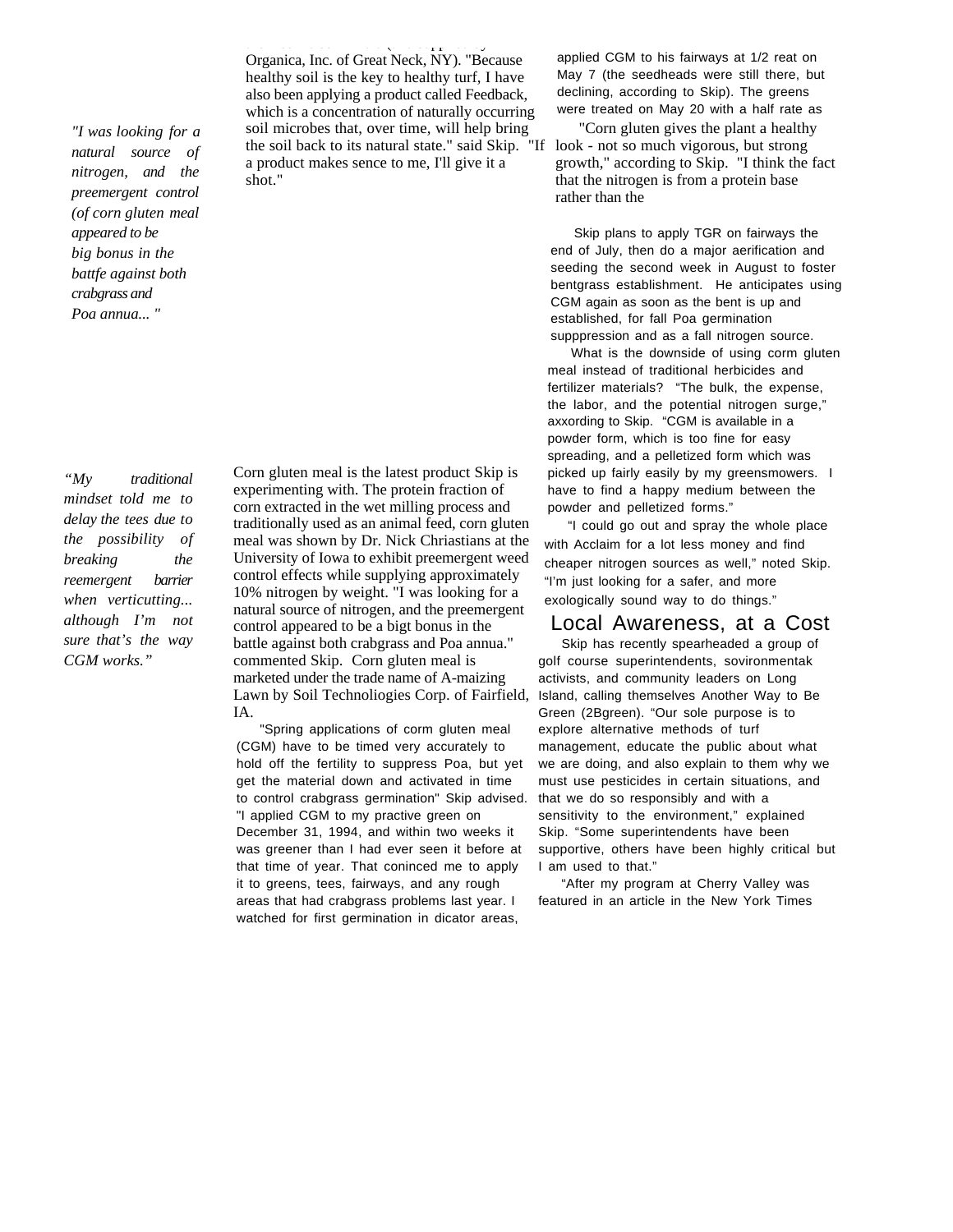Organica, Inc. of Great Neck, NY). "Because healthy soil is the key to healthy turf, I have also been applying a product called Feedback, which is a concentration of naturally occurring soil microbes that, over time, will help bring the soil back to its natural state." said Skip. "If a product makes sence to me, I'll give it a shot."

*"I was looking for a natural source of nitrogen, and the preemergent control (of corn gluten meal appeared to be big bonus in the battfe against both crabgrass and Poa annua... "*

*"My traditional mindset told me to delay the tees due to the possibility of breaking the reemergent barrier when verticutting... although I'm not sure that's the way CGM works."*

Corn gluten meal is the latest product Skip is experimenting with. The protein fraction of corn extracted in the wet milling process and traditionally used as an animal feed, corn gluten meal was shown by Dr. Nick Chriastians at the University of Iowa to exhibit preemergent weed control effects while supplying approximately 10% nitrogen by weight. "I was looking for a natural source of nitrogen, and the preemergent control appeared to be a bigt bonus in the battle against both crabgrass and Poa annua." commented Skip. Corn gluten meal is marketed under the trade name of A-maizing Lawn by Soil Technoliogies Corp. of Fairfield, IA.

"Spring applications of corm gluten meal (CGM) have to be timed very accurately to hold off the fertility to suppress Poa, but yet get the material down and activated in time to control crabgrass germination" Skip advised. "I applied CGM to my practive green on December 31, 1994, and within two weeks it was greener than I had ever seen it before at that time of year. That coninced me to apply it to greens, tees, fairways, and any rough areas that had crabgrass problems last year. I watched for first germination in dicator areas,

applied CGM to his fairways at 1/2 reat on May 7 (the seedheads were still there, but declining, according to Skip). The greens were treated on May 20 with a half rate as

"Corn gluten gives the plant a healthy look - not so much vigorous, but strong growth," according to Skip. "I think the fact that the nitrogen is from a protein base rather than the

Skip plans to apply TGR on fairways the end of July, then do a major aerification and seeding the second week in August to foster bentgrass establishment. He anticipates using CGM again as soon as the bent is up and established, for fall Poa germination supppression and as a fall nitrogen source.

What is the downside of using corm gluten meal instead of traditional herbicides and fertilizer materials? "The bulk, the expense, the labor, and the potential nitrogen surge," axxording to Skip. "CGM is available in a powder form, which is too fine for easy spreading, and a pelletized form which was picked up fairly easily by my greensmowers. I have to find a happy medium between the powder and pelletized forms."

"I could go out and spray the whole place with Acclaim for a lot less money and find cheaper nitrogen sources as well," noted Skip. "I'm just looking for a safer, and more exologically sound way to do things."

## Local Awareness, at a Cost

Skip has recently spearheaded a group of golf course superintendents, sovironmentak activists, and community leaders on Long Island, calling themselves Another Way to Be Green (2Bgreen). "Our sole purpose is to explore alternative methods of turf management, educate the public about what we are doing, and also explain to them why we must use pesticides in certain situations, and that we do so responsibly and with a sensitivity to the environment," explained Skip. "Some superintendents have been supportive, others have been highly critical but I am used to that."

"After my program at Cherry Valley was featured in an article in the New York Times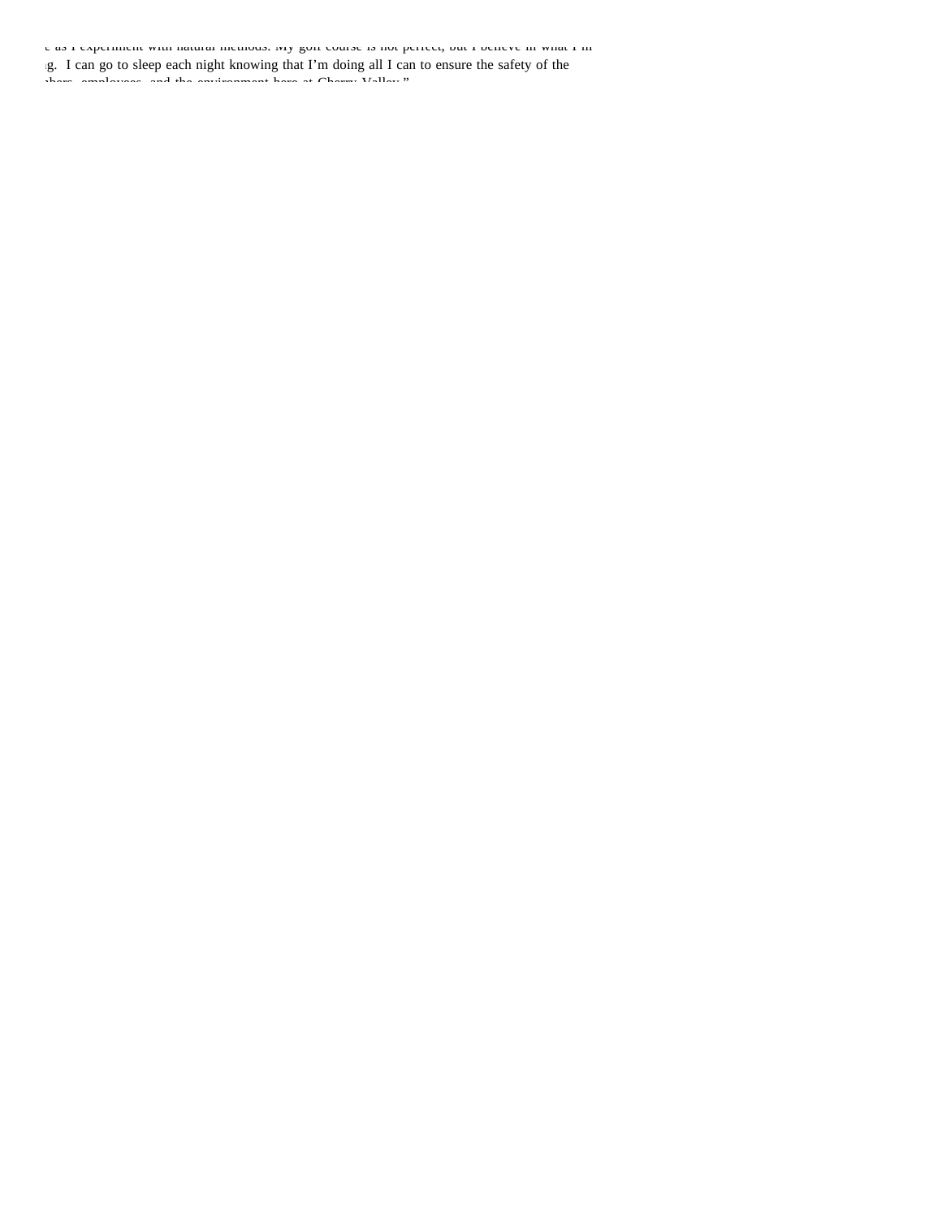e as I experiment with natural methods. My golf course is not perfect, but I believe in what I'm
g. I can go to sleep each night knowing that I'm doing all I can to ensure the safety of the
nbers, employees, and the environment here at Cherry Valley."